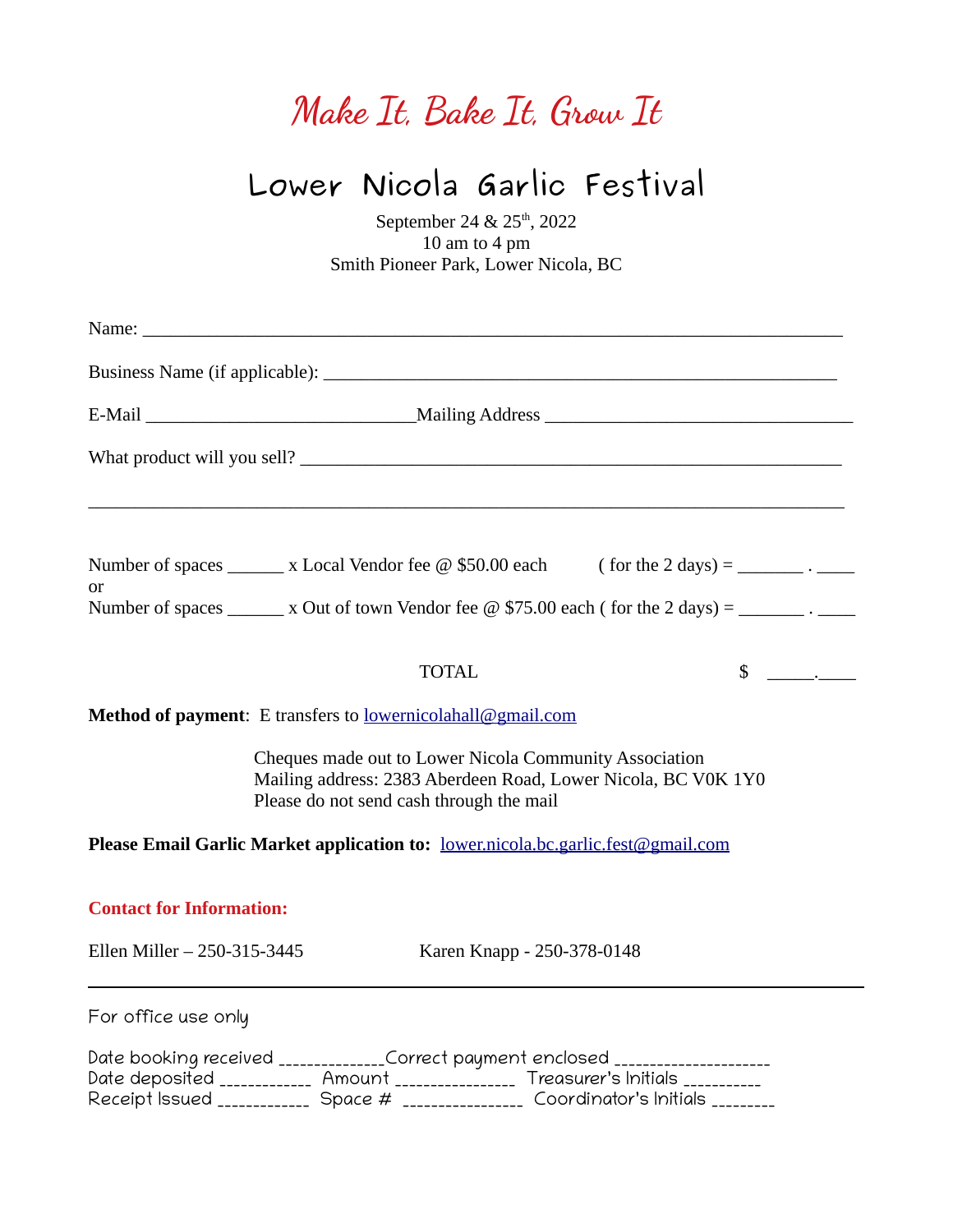# Make It, Bake It, Grow It

## Lower Nicola Garlic Festival

September 24 & 25th, 2022
10 am to 4 pm
Smith Pioneer Park, Lower Nicola, BC

Name: ___________________________________________________________________________

Business Name (if applicable): ________________________________________________________

E-Mail _____________________________Mailing Address _________________________________

What product will you sell? ___________________________________________________________

_________________________________________________________________________________

Number of spaces ______ x Local Vendor fee @ $50.00 each ( for the 2 days) = _______ . ____
or
Number of spaces ______ x Out of town Vendor fee @ $75.00 each ( for the 2 days) = _______ . ____

TOTAL $ _____.____

**Method of payment**: E transfers to lowernicolahall@gmail.com

Cheques made out to Lower Nicola Community Association
Mailing address: 2383 Aberdeen Road, Lower Nicola, BC V0K 1Y0
Please do not send cash through the mail

**Please Email Garlic Market application to:** lower.nicola.bc.garlic.fest@gmail.com

**Contact for Information:**

Ellen Miller – 250-315-3445 Karen Knapp - 250-378-0148

---

For office use only

Date booking received ______________Correct payment enclosed _____________________
Date deposited ____________ Amount ______________ Treasurer's Initials __________
Receipt Issued ____________ Space # ______________ Coordinator's Initials _________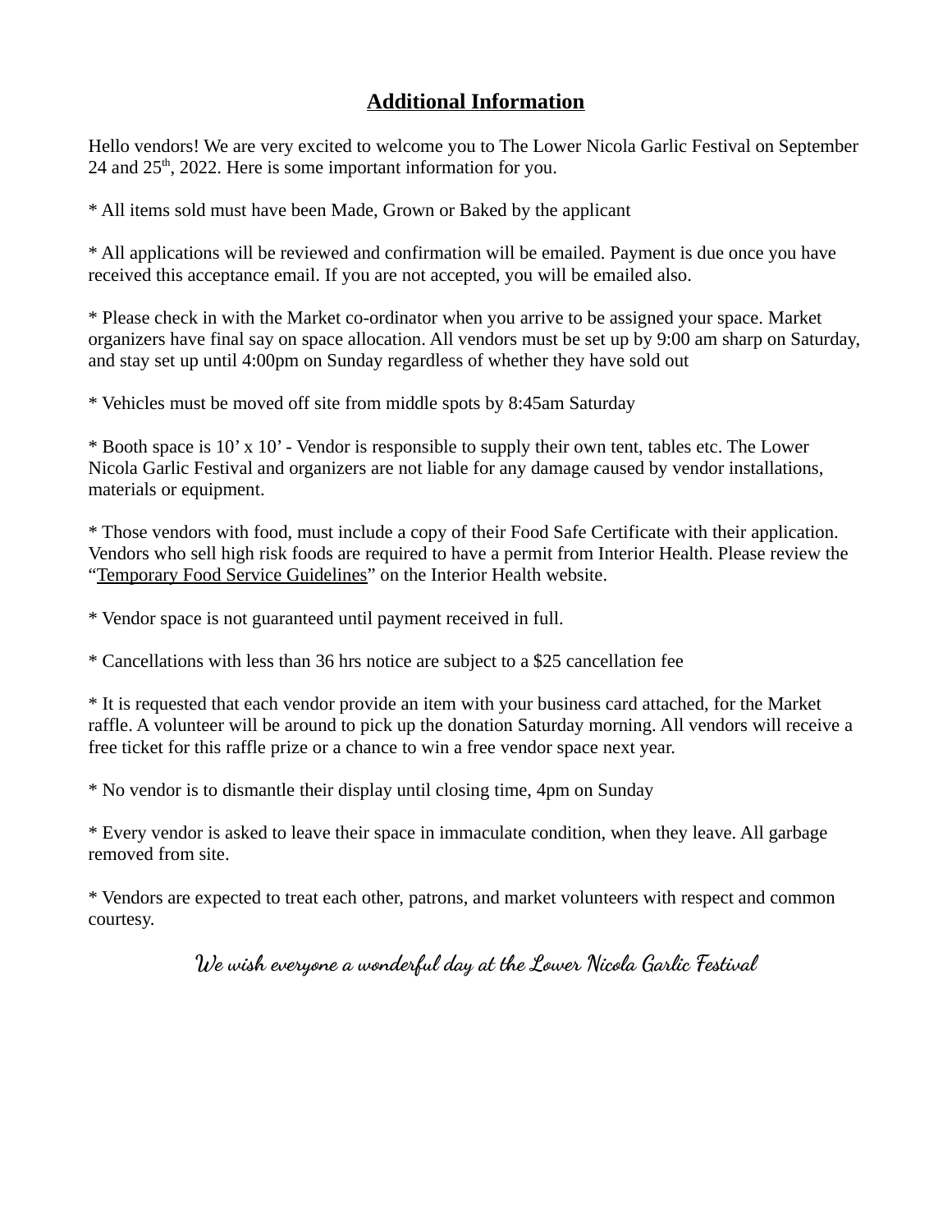## Additional Information

Hello vendors! We are very excited to welcome you to The Lower Nicola Garlic Festival on September 24 and 25th, 2022. Here is some important information for you.

* All items sold must have been Made, Grown or Baked by the applicant

* All applications will be reviewed and confirmation will be emailed. Payment is due once you have received this acceptance email. If you are not accepted, you will be emailed also.

* Please check in with the Market co-ordinator when you arrive to be assigned your space. Market organizers have final say on space allocation. All vendors must be set up by 9:00 am sharp on Saturday, and stay set up until 4:00pm on Sunday regardless of whether they have sold out

* Vehicles must be moved off site from middle spots by 8:45am Saturday

* Booth space is 10' x 10' - Vendor is responsible to supply their own tent, tables etc. The Lower Nicola Garlic Festival and organizers are not liable for any damage caused by vendor installations, materials or equipment.

* Those vendors with food, must include a copy of their Food Safe Certificate with their application. Vendors who sell high risk foods are required to have a permit from Interior Health. Please review the "Temporary Food Service Guidelines" on the Interior Health website.

* Vendor space is not guaranteed until payment received in full.

* Cancellations with less than 36 hrs notice are subject to a $25 cancellation fee

* It is requested that each vendor provide an item with your business card attached, for the Market raffle. A volunteer will be around to pick up the donation Saturday morning. All vendors will receive a free ticket for this raffle prize or a chance to win a free vendor space next year.

* No vendor is to dismantle their display until closing time, 4pm on Sunday

* Every vendor is asked to leave their space in immaculate condition, when they leave. All garbage removed from site.

* Vendors are expected to treat each other, patrons, and market volunteers with respect and common courtesy.

*We wish everyone a wonderful day at the Lower Nicola Garlic Festival*